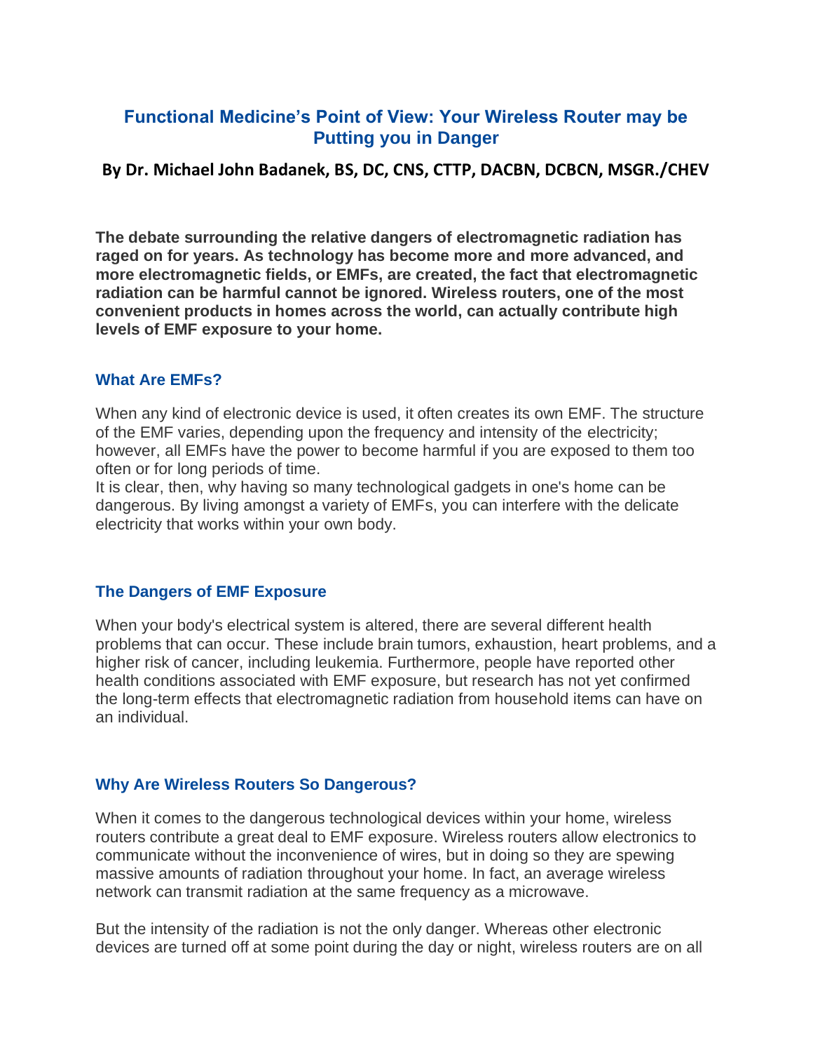# Functional Medicine's Point of View: Your Wireless Router may be Putting you in Danger

**By Dr. Michael John Badanek, BS, DC, CNS, CTTP, DACBN, DCBCN, MSGR./CHEV**

**The debate surrounding the relative dangers of electromagnetic radiation has raged on for years. As technology has become more and more advanced, and more electromagnetic fields, or EMFs, are created, the fact that electromagnetic radiation can be harmful cannot be ignored. Wireless routers, one of the most convenient products in homes across the world, can actually contribute high levels of EMF exposure to your home.**

## What Are EMFs?

When any kind of electronic device is used, it often creates its own EMF. The structure of the EMF varies, depending upon the frequency and intensity of the electricity; however, all EMFs have the power to become harmful if you are exposed to them too often or for long periods of time.
It is clear, then, why having so many technological gadgets in one's home can be dangerous. By living amongst a variety of EMFs, you can interfere with the delicate electricity that works within your own body.

## The Dangers of EMF Exposure

When your body's electrical system is altered, there are several different health problems that can occur. These include brain tumors, exhaustion, heart problems, and a higher risk of cancer, including leukemia. Furthermore, people have reported other health conditions associated with EMF exposure, but research has not yet confirmed the long-term effects that electromagnetic radiation from household items can have on an individual.

## Why Are Wireless Routers So Dangerous?

When it comes to the dangerous technological devices within your home, wireless routers contribute a great deal to EMF exposure. Wireless routers allow electronics to communicate without the inconvenience of wires, but in doing so they are spewing massive amounts of radiation throughout your home. In fact, an average wireless network can transmit radiation at the same frequency as a microwave.

But the intensity of the radiation is not the only danger. Whereas other electronic devices are turned off at some point during the day or night, wireless routers are on all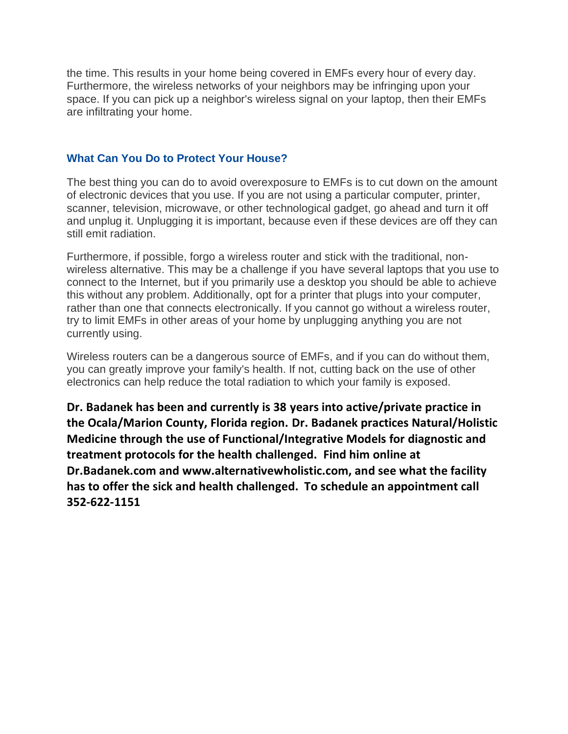the time. This results in your home being covered in EMFs every hour of every day. Furthermore, the wireless networks of your neighbors may be infringing upon your space. If you can pick up a neighbor's wireless signal on your laptop, then their EMFs are infiltrating your home.

### What Can You Do to Protect Your House?

The best thing you can do to avoid overexposure to EMFs is to cut down on the amount of electronic devices that you use. If you are not using a particular computer, printer, scanner, television, microwave, or other technological gadget, go ahead and turn it off and unplug it. Unplugging it is important, because even if these devices are off they can still emit radiation.

Furthermore, if possible, forgo a wireless router and stick with the traditional, non-wireless alternative. This may be a challenge if you have several laptops that you use to connect to the Internet, but if you primarily use a desktop you should be able to achieve this without any problem. Additionally, opt for a printer that plugs into your computer, rather than one that connects electronically. If you cannot go without a wireless router, try to limit EMFs in other areas of your home by unplugging anything you are not currently using.

Wireless routers can be a dangerous source of EMFs, and if you can do without them, you can greatly improve your family's health. If not, cutting back on the use of other electronics can help reduce the total radiation to which your family is exposed.

**Dr. Badanek has been and currently is 38 years into active/private practice in the Ocala/Marion County, Florida region. Dr. Badanek practices Natural/Holistic Medicine through the use of Functional/Integrative Models for diagnostic and treatment protocols for the health challenged. Find him online at Dr.Badanek.com and www.alternativewholistic.com, and see what the facility has to offer the sick and health challenged. To schedule an appointment call 352-622-1151**